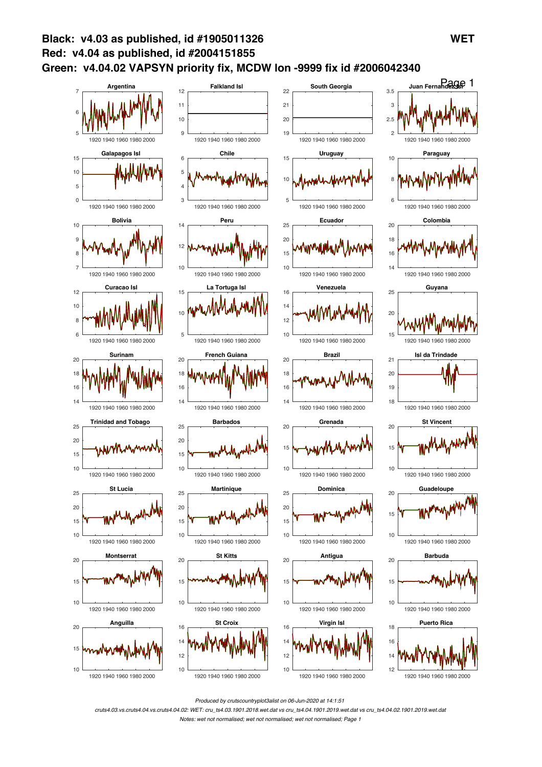**Black: v4.03 as published, id #1905011326** **WET**

**Red: v4.04 as published, id #2004151855**

**Green: v4.04.02 VAPSYN priority fix, MCDW lon -9999 fix id #2006042340**

Argentina | Falkland Isl | South Georgia | Juan Fernandez Isl

Galapagos Isl | Chile | Uruguay | Paraguay

Bolivia | Peru | Ecuador | Colombia

Curacao Isl | La Tortuga Isl | Venezuela | Guyana

Surinam | French Guiana | Brazil | Isl da Trindade

Trinidad and Tobago | Barbados | Grenada | St Vincent

St Lucia | Martinique | Dominica | Guadeloupe

Montserrat | St Kitts | Antigua | Barbuda

Anguilla | St Croix | Virgin Isl | Puerto Rica

*Produced by crutscountryplot3alist on 06-Jun-2020 at 14:1:51*

*cruts4.03.vs.cruts4.04.vs.cruts4.04.02: WET: cru_ts4.03.1901.2018.wet.dat vs cru_ts4.04.1901.2019.wet.dat vs cru_ts4.04.02.1901.2019.wet.dat*

*Notes: wet not normalised; wet not normalised; wet not normalised; Page 1*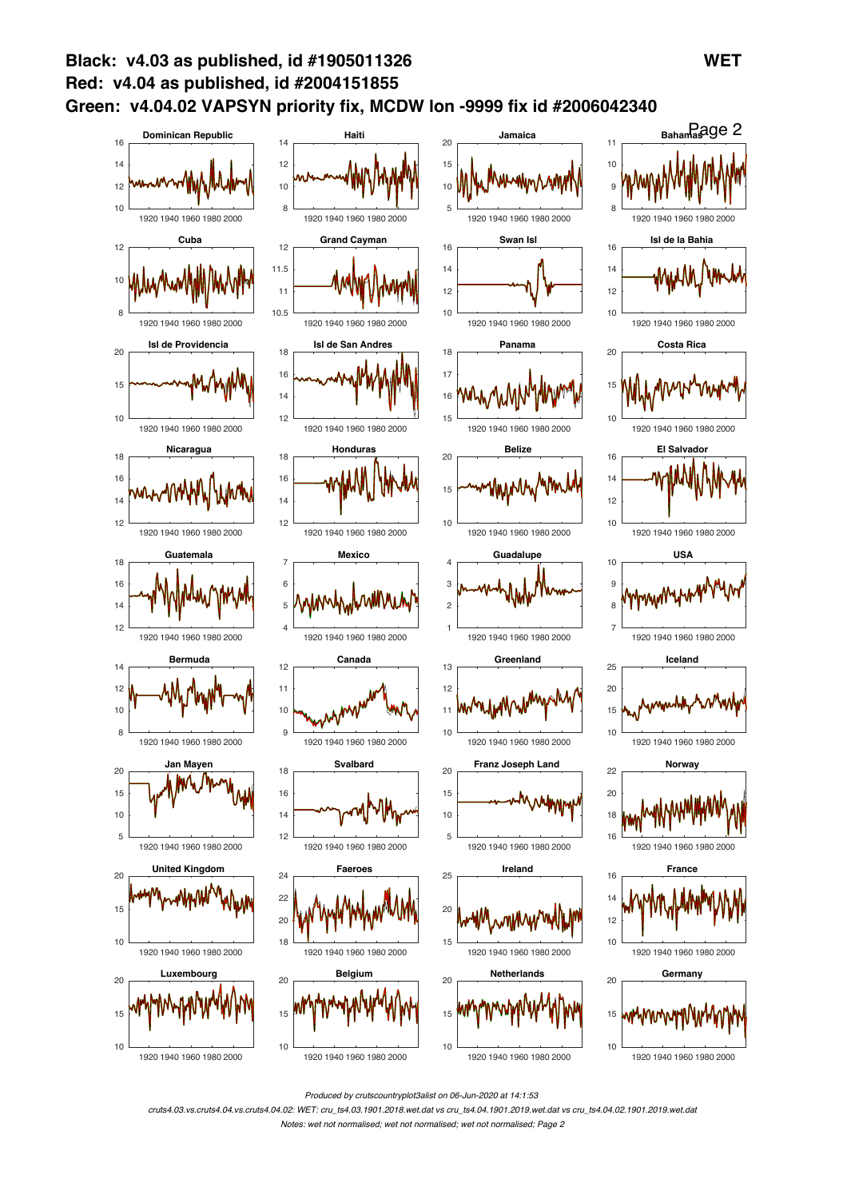**Black: v4.03 as published, id #1905011326**
**Red: v4.04 as published, id #2004151855**
**Green: v4.04.02 VAPSYN priority fix, MCDW lon -9999 fix id #2006042340**

**WET**

Dominican Republic | Haiti | Jamaica | Bahamas
Cuba | Grand Cayman | Swan Isl | Isl de la Bahia
Isl de Providencia | Isl de San Andres | Panama | Costa Rica
Nicaragua | Honduras | Belize | El Salvador
Guatemala | Mexico | Guadalupe | USA
Bermuda | Canada | Greenland | Iceland
Jan Mayen | Svalbard | Franz Joseph Land | Norway
United Kingdom | Faeroes | Ireland | France
Luxembourg | Belgium | Netherlands | Germany

*Produced by crutscountryplot3alist on 06-Jun-2020 at 14:1:53*

*cruts4.03.vs.cruts4.04.vs.cruts4.04.02: WET: cru_ts4.03.1901.2018.wet.dat vs cru_ts4.04.1901.2019.wet.dat vs cru_ts4.04.02.1901.2019.wet.dat*

*Notes: wet not normalised; wet not normalised; wet not normalised; Page 2*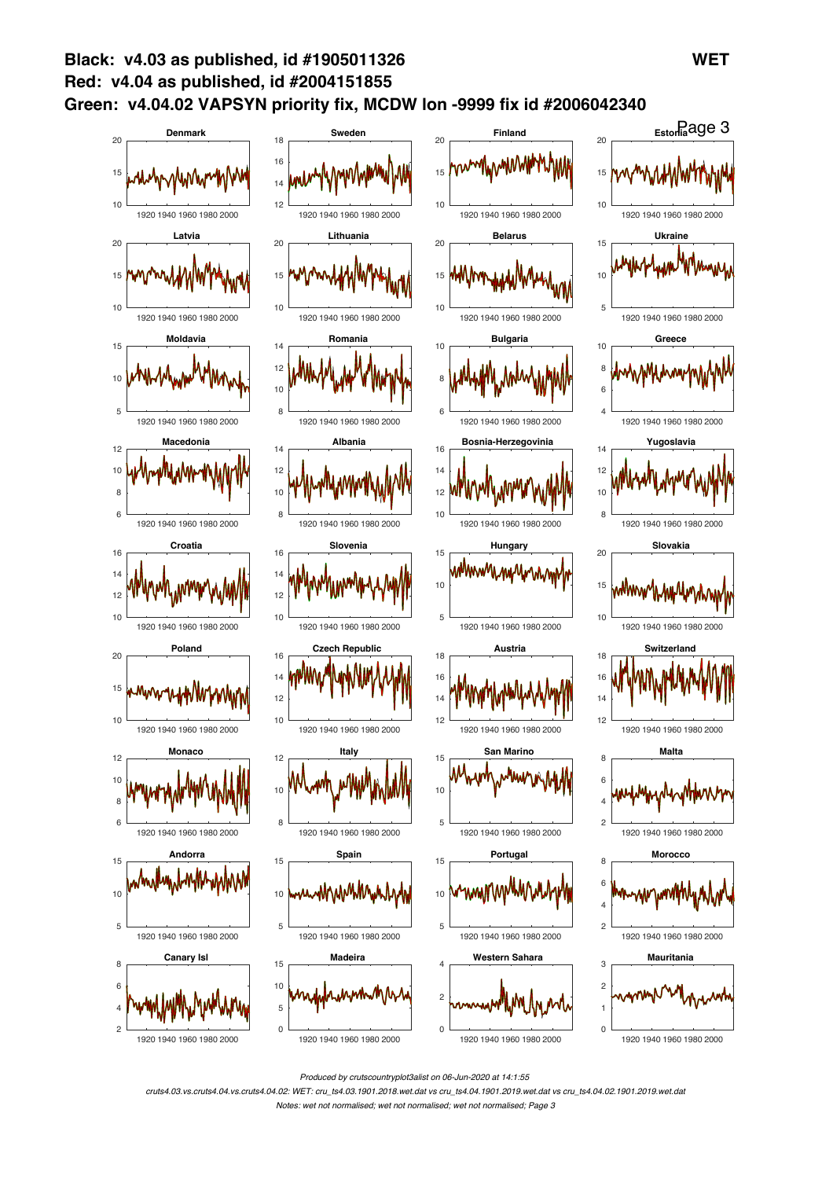**Black: v4.03 as published, id #1905011326** **WET**

**Red: v4.04 as published, id #2004151855**

**Green: v4.04.02 VAPSYN priority fix, MCDW lon -9999 fix id #2006042340**

Denmark, Sweden, Finland, Estonia, Latvia, Lithuania, Belarus, Ukraine, Moldavia, Romania, Bulgaria, Greece, Macedonia, Albania, Bosnia-Herzegovinia, Yugoslavia, Croatia, Slovenia, Hungary, Slovakia, Poland, Czech Republic, Austria, Switzerland, Monaco, Italy, San Marino, Malta, Andorra, Spain, Portugal, Morocco, Canary Isl, Madeira, Western Sahara, Mauritania

*Produced by crutscountryplot3alist on 06-Jun-2020 at 14:1:55*

*cruts4.03.vs.cruts4.04.vs.cruts4.04.02: WET: cru_ts4.03.1901.2018.wet.dat vs cru_ts4.04.1901.2019.wet.dat vs cru_ts4.04.02.1901.2019.wet.dat*

*Notes: wet not normalised; wet not normalised; wet not normalised; Page 3*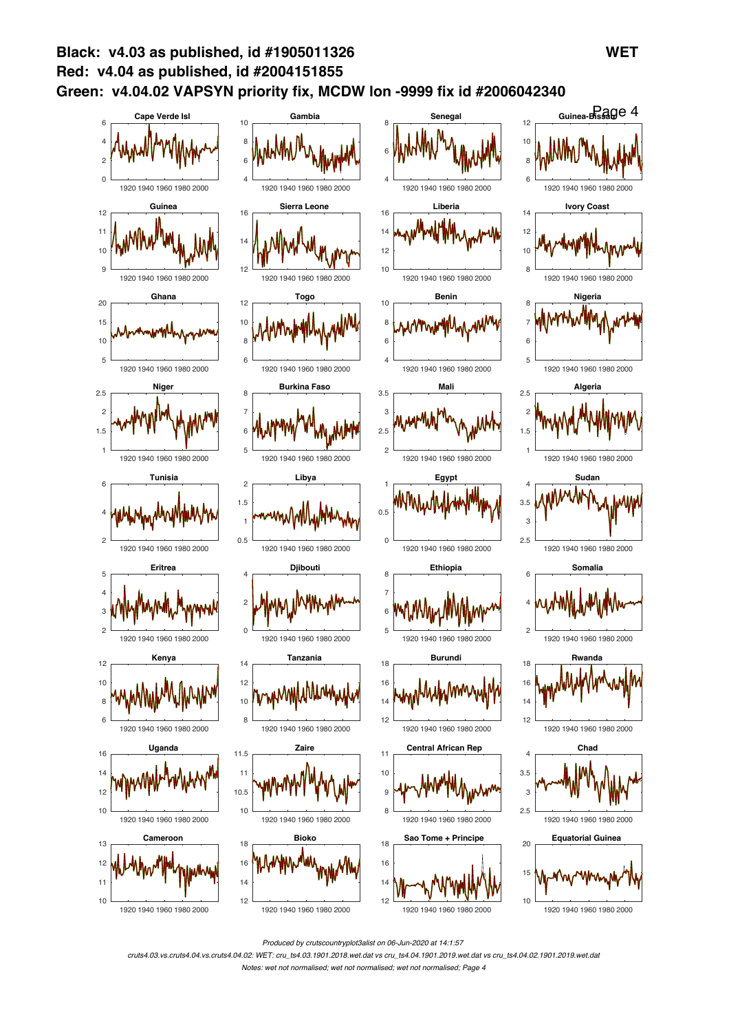**Black: v4.03 as published, id #1905011326**

**Red: v4.04 as published, id #2004151855**

**Green: v4.04.02 VAPSYN priority fix, MCDW lon -9999 fix id #2006042340**

**WET**

Cape Verde Isl | Gambia | Senegal | Guinea-Bissau

Guinea | Sierra Leone | Liberia | Ivory Coast

Ghana | Togo | Benin | Nigeria

Niger | Burkina Faso | Mali | Algeria

Tunisia | Libya | Egypt | Sudan

Eritrea | Djibouti | Ethiopia | Somalia

Kenya | Tanzania | Burundi | Rwanda

Uganda | Zaire | Central African Rep | Chad

Cameroon | Bioko | Sao Tome + Principe | Equatorial Guinea

*Produced by crutscountryplot3alist on 06-Jun-2020 at 14:1:57*

*cruts4.03.vs.cruts4.04.vs.cruts4.04.02: WET: cru_ts4.03.1901.2018.wet.dat vs cru_ts4.04.1901.2019.wet.dat vs cru_ts4.04.02.1901.2019.wet.dat*

*Notes: wet not normalised; wet not normalised; wet not normalised; Page 4*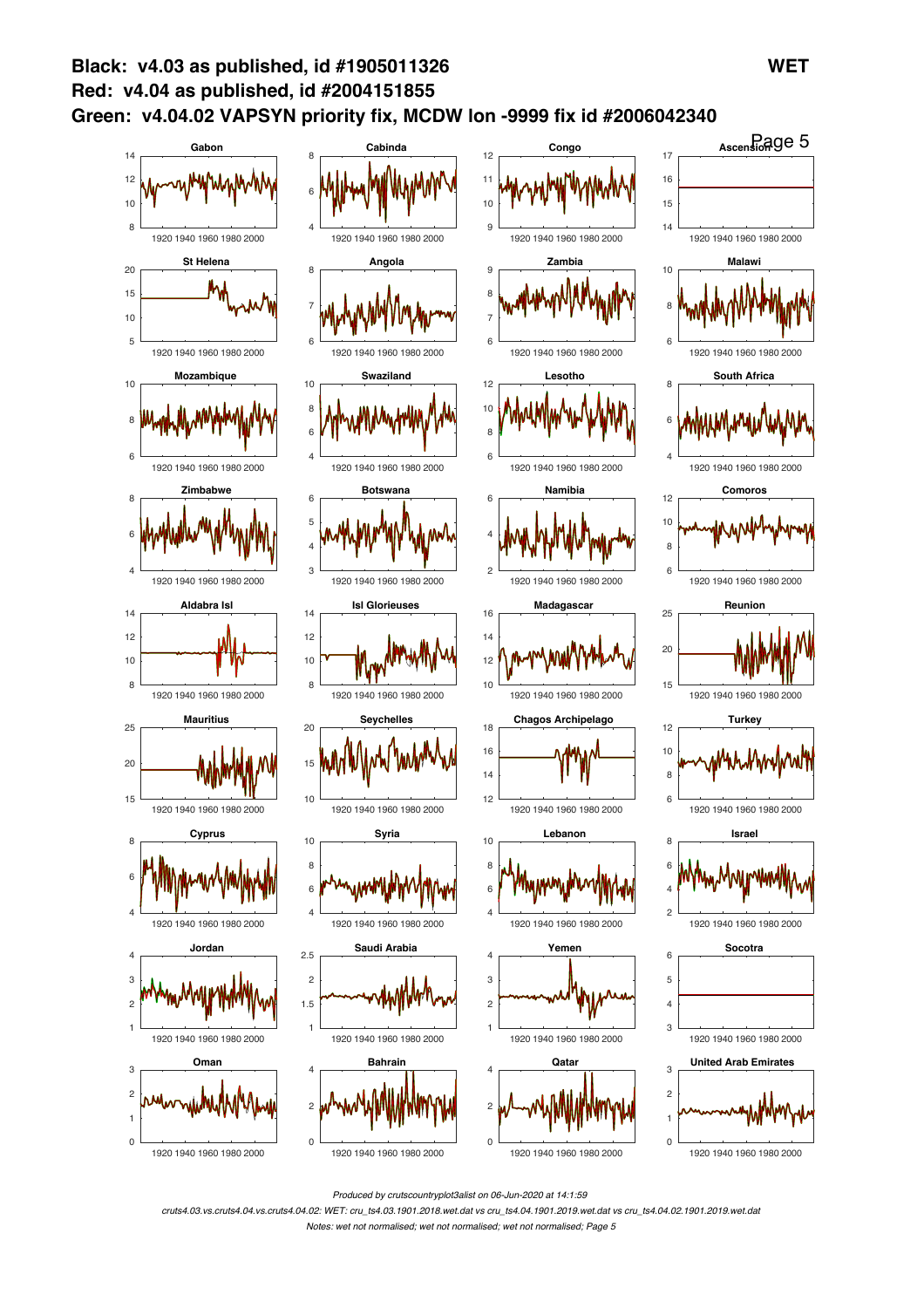**Black: v4.03 as published, id #1905011326** **WET**

**Red: v4.04 as published, id #2004151855**

**Green: v4.04.02 VAPSYN priority fix, MCDW lon -9999 fix id #2006042340**

Gabon, Cabinda, Congo, Ascension, St Helena, Angola, Zambia, Malawi, Mozambique, Swaziland, Lesotho, South Africa, Zimbabwe, Botswana, Namibia, Comoros, Aldabra Isl, Isl Glorieuses, Madagascar, Reunion, Mauritius, Seychelles, Chagos Archipelago, Turkey, Cyprus, Syria, Lebanon, Israel, Jordan, Saudi Arabia, Yemen, Socotra, Oman, Bahrain, Qatar, United Arab Emirates

*Produced by crutscountryplot3alist on 06-Jun-2020 at 14:1:59*

*cruts4.03.vs.cruts4.04.vs.cruts4.04.02: WET: cru_ts4.03.1901.2018.wet.dat vs cru_ts4.04.1901.2019.wet.dat vs cru_ts4.04.02.1901.2019.wet.dat*

*Notes: wet not normalised; wet not normalised; wet not normalised; Page 5*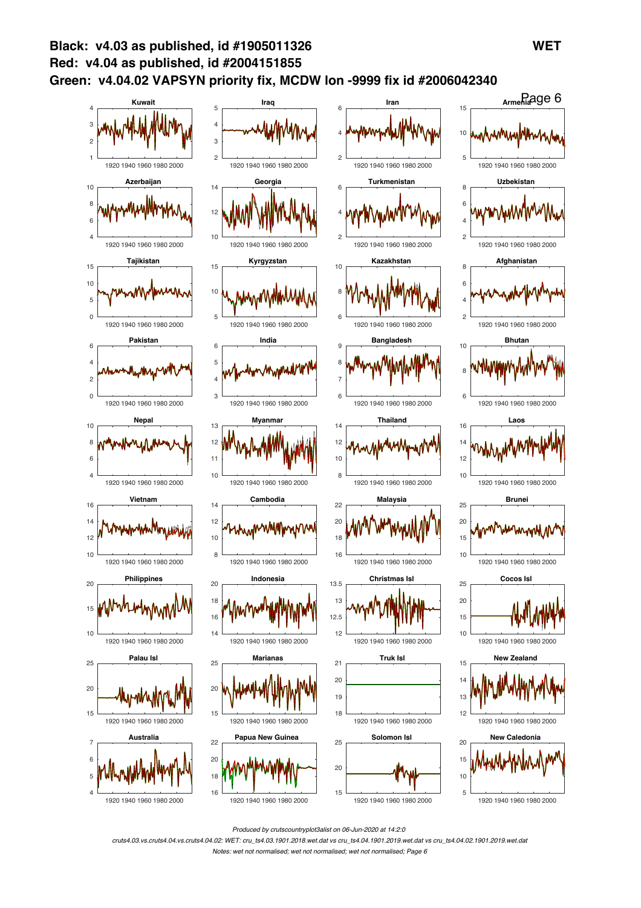**Black: v4.03 as published, id #1905011326** **WET**

**Red: v4.04 as published, id #2004151855**

**Green: v4.04.02 VAPSYN priority fix, MCDW lon -9999 fix id #2006042340**

Kuwait | Iraq | Iran | Armenia

Azerbaijan | Georgia | Turkmenistan | Uzbekistan

Tajikistan | Kyrgyzstan | Kazakhstan | Afghanistan

Pakistan | India | Bangladesh | Bhutan

Nepal | Myanmar | Thailand | Laos

Vietnam | Cambodia | Malaysia | Brunei

Philippines | Indonesia | Christmas Isl | Cocos Isl

Palau Isl | Marianas | Truk Isl | New Zealand

Australia | Papua New Guinea | Solomon Isl | New Caledonia

*Produced by crutscountryplot3alist on 06-Jun-2020 at 14:2:0*

*cruts4.03.vs.cruts4.04.vs.cruts4.04.02: WET: cru_ts4.03.1901.2018.wet.dat vs cru_ts4.04.1901.2019.wet.dat vs cru_ts4.04.02.1901.2019.wet.dat*

*Notes: wet not normalised; wet not normalised; wet not normalised; Page 6*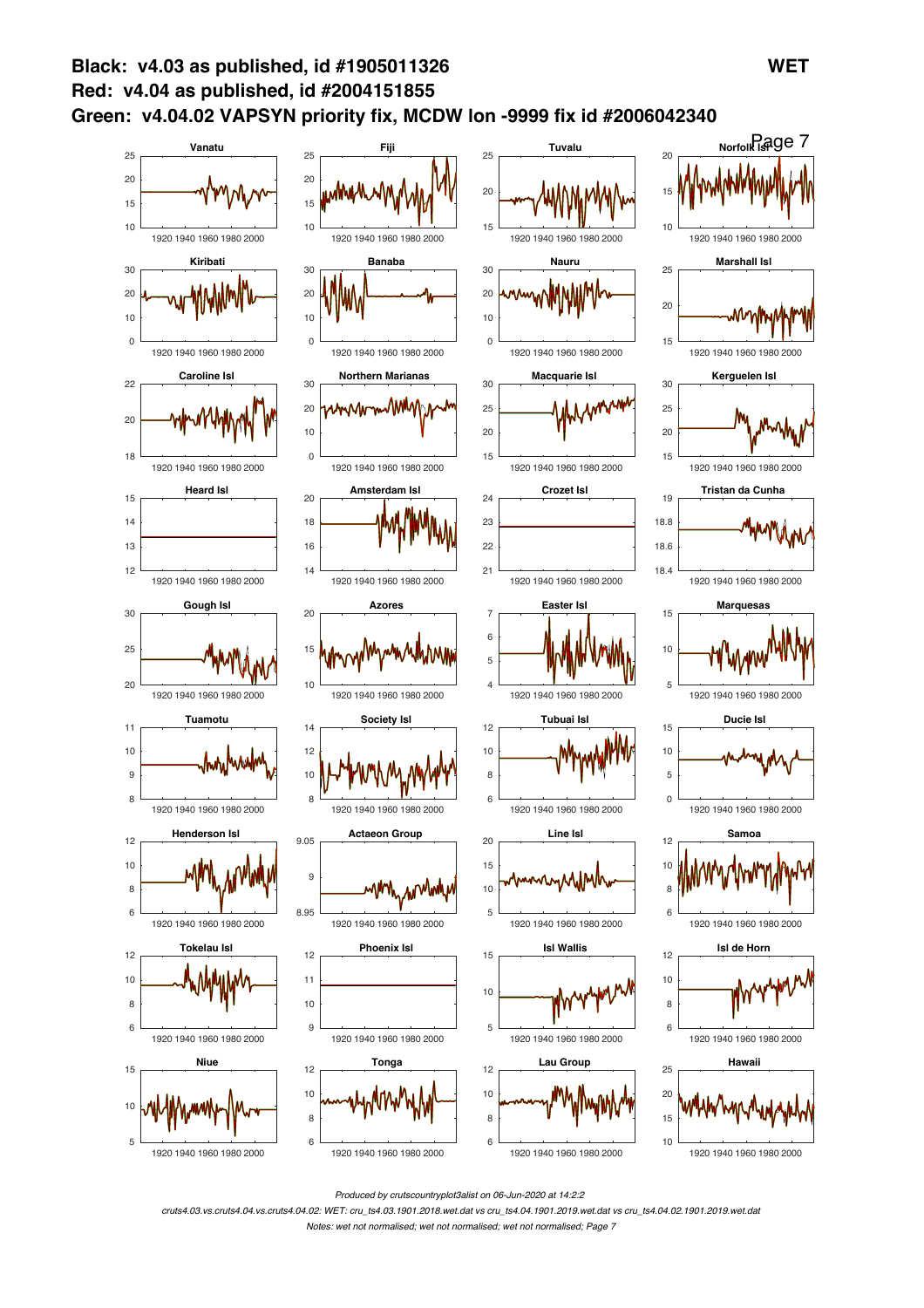# Black: v4.03 as published, id #1905011326

# Red: v4.04 as published, id #2004151855

# Green: v4.04.02 VAPSYN priority fix, MCDW lon -9999 fix id #2006042340

**WET**

Vanatu | Fiji | Tuvalu | Norfolk Isl

Kiribati | Banaba | Nauru | Marshall Isl

Caroline Isl | Northern Marianas | Macquarie Isl | Kerguelen Isl

Heard Isl | Amsterdam Isl | Crozet Isl | Tristan da Cunha

Gough Isl | Azores | Easter Isl | Marquesas

Tuamotu | Society Isl | Tubuai Isl | Ducie Isl

Henderson Isl | Actaeon Group | Line Isl | Samoa

Tokelau Isl | Phoenix Isl | Isl Wallis | Isl de Horn

Niue | Tonga | Lau Group | Hawaii

*Produced by crutscountryplot3alist on 06-Jun-2020 at 14:2:2*

*cruts4.03.vs.cruts4.04.vs.cruts4.04.02: WET: cru_ts4.03.1901.2018.wet.dat vs cru_ts4.04.1901.2019.wet.dat vs cru_ts4.04.02.1901.2019.wet.dat*

*Notes: wet not normalised; wet not normalised; wet not normalised; Page 7*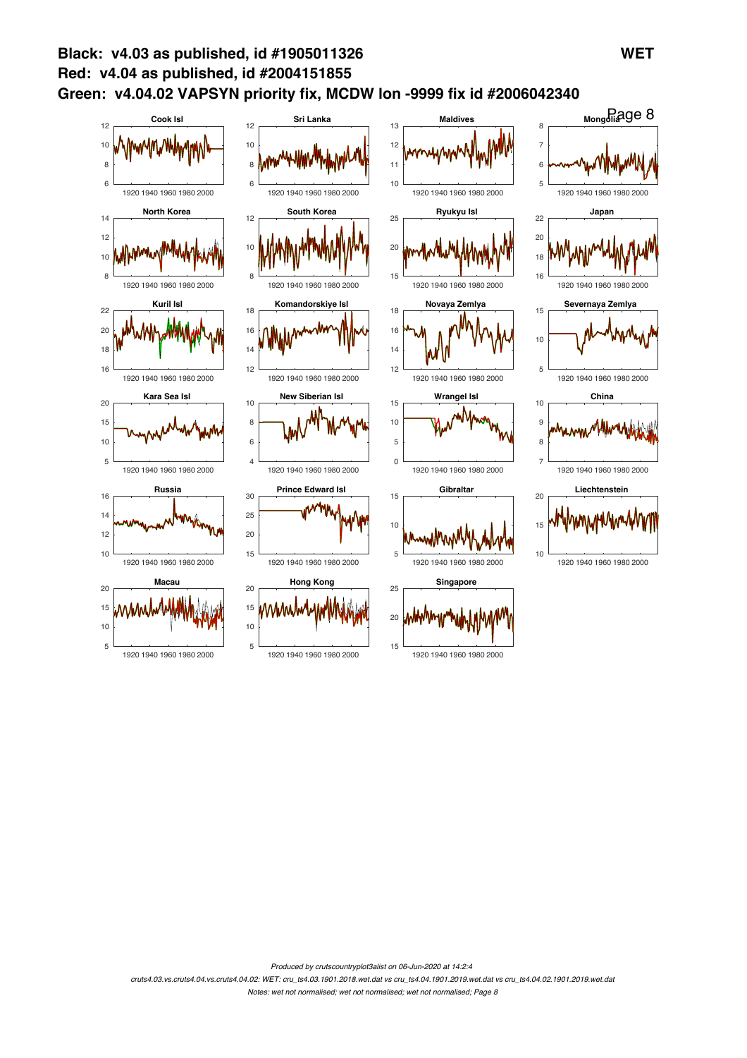**Black: v4.03 as published, id #1905011326**
**Red: v4.04 as published, id #2004151855**
**Green: v4.04.02 VAPSYN priority fix, MCDW lon -9999 fix id #2006042340**

**WET**

Page 8

Cook Isl
12
10
8
6
1920 1940 1960 1980 2000

Sri Lanka
12
10
8
6
1920 1940 1960 1980 2000

Maldives
13
12
11
10
1920 1940 1960 1980 2000

Mongolia
8
7
6
5
1920 1940 1960 1980 2000

North Korea
14
12
10
8
1920 1940 1960 1980 2000

South Korea
12
10
8
1920 1940 1960 1980 2000

Ryukyu Isl
25
20
15
1920 1940 1960 1980 2000

Japan
22
20
18
16
1920 1940 1960 1980 2000

Kuril Isl
22
20
18
16
1920 1940 1960 1980 2000

Komandorskiye Isl
18
16
14
12
1920 1940 1960 1980 2000

Novaya Zemlya
18
16
14
12
1920 1940 1960 1980 2000

Severnaya Zemlya
15
10
5
1920 1940 1960 1980 2000

Kara Sea Isl
20
15
10
5
1920 1940 1960 1980 2000

New Siberian Isl
10
8
6
4
1920 1940 1960 1980 2000

Wrangel Isl
15
10
5
0
1920 1940 1960 1980 2000

China
10
9
8
7
1920 1940 1960 1980 2000

Russia
16
14
12
10
1920 1940 1960 1980 2000

Prince Edward Isl
30
25
20
15
1920 1940 1960 1980 2000

Gibraltar
15
10
5
1920 1940 1960 1980 2000

Liechtenstein
20
15
10
1920 1940 1960 1980 2000

Macau
20
15
10
5
1920 1940 1960 1980 2000

Hong Kong
20
15
10
5
1920 1940 1960 1980 2000

Singapore
25
20
15
1920 1940 1960 1980 2000

*Produced by crutscountryplot3alist on 06-Jun-2020 at 14:2:4*

*cruts4.03.vs.cruts4.04.vs.cruts4.04.02: WET: cru_ts4.03.1901.2018.wet.dat vs cru_ts4.04.1901.2019.wet.dat vs cru_ts4.04.02.1901.2019.wet.dat*

*Notes: wet not normalised; wet not normalised; wet not normalised; Page 8*